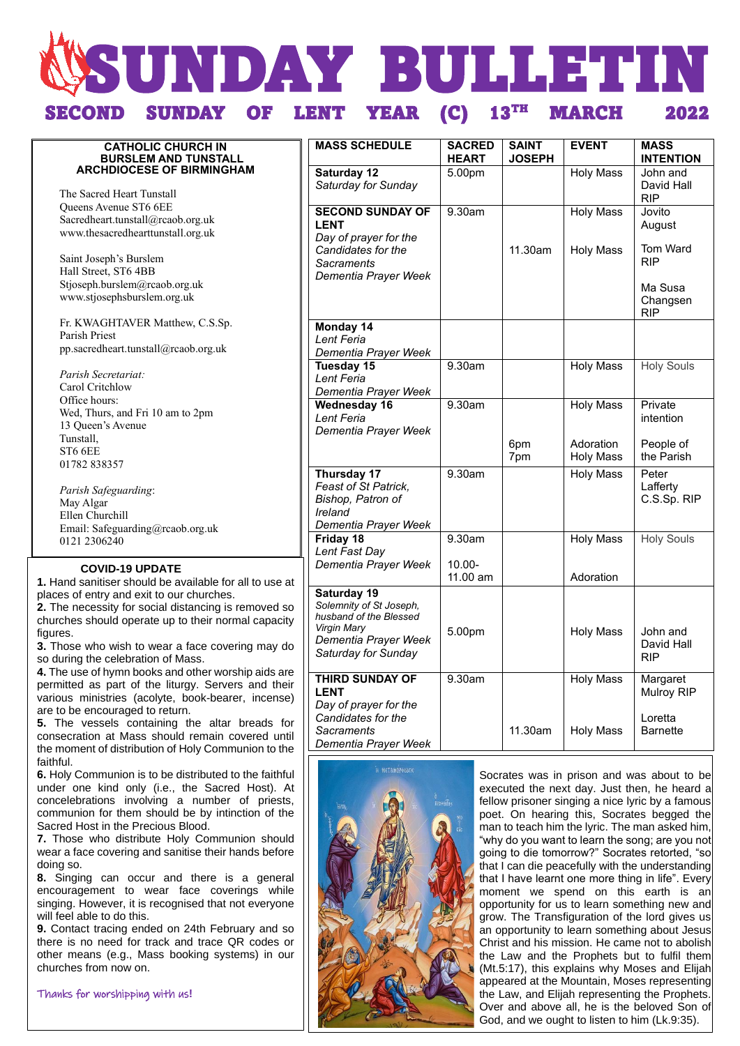# SUNDAY BULLETIN

## SECOND SUNDAY OF LENT YEAR (C) 13TH MARCH 2022

**CATHOLIC CHURCH IN BURSLEM AND TUNSTALL**
**ARCHDIOCESE OF BIRMINGHAM**

The Sacred Heart Tunstall
Queens Avenue ST6 6EE
Sacredheart.tunstall@rcaob.org.uk
www.thesacredhearttunstall.org.uk

Saint Joseph's Burslem
Hall Street, ST6 4BB
Stjoseph.burslem@rcaob.org.uk
www.stjosephsburslem.org.uk

Fr. KWAGHTAVER Matthew, C.S.Sp.
Parish Priest
pp.sacredheart.tunstall@rcaob.org.uk

*Parish Secretariat:*
Carol Critchlow
Office hours:
Wed, Thurs, and Fri 10 am to 2pm
13 Queen's Avenue
Tunstall,
ST6 6EE
01782 838357

*Parish Safeguarding*:
May Algar
Ellen Churchill
Email: Safeguarding@rcaob.org.uk
0121 2306240

### COVID-19 UPDATE

**1.** Hand sanitiser should be available for all to use at places of entry and exit to our churches.
**2.** The necessity for social distancing is removed so churches should operate up to their normal capacity figures.
**3.** Those who wish to wear a face covering may do so during the celebration of Mass.
**4.** The use of hymn books and other worship aids are permitted as part of the liturgy. Servers and their various ministries (acolyte, book-bearer, incense) are to be encouraged to return.
**5.** The vessels containing the altar breads for consecration at Mass should remain covered until the moment of distribution of Holy Communion to the faithful.
**6.** Holy Communion is to be distributed to the faithful under one kind only (i.e., the Sacred Host). At concelebrations involving a number of priests, communion for them should be by intinction of the Sacred Host in the Precious Blood.
**7.** Those who distribute Holy Communion should wear a face covering and sanitise their hands before doing so.
**8.** Singing can occur and there is a general encouragement to wear face coverings while singing. However, it is recognised that not everyone will feel able to do this.
**9.** Contact tracing ended on 24th February and so there is no need for track and trace QR codes or other means (e.g., Mass booking systems) in our churches from now on.

Thanks for worshipping with us!

| MASS SCHEDULE | SACRED HEART | SAINT JOSEPH | EVENT | MASS INTENTION |
|---|---|---|---|---|
| **Saturday 12** *Saturday for Sunday* | 5.00pm | | Holy Mass | John and David Hall RIP |
| **SECOND SUNDAY OF LENT** *Day of prayer for the Candidates for the Sacraments* *Dementia Prayer Week* | 9.30am | | Holy Mass | Jovito August |
| | | 11.30am | Holy Mass | Tom Ward RIP<br>Ma Susa Changsen RIP |
| **Monday 14** *Lent Feria* *Dementia Prayer Week* | | | | |
| **Tuesday 15** *Lent Feria* *Dementia Prayer Week* | 9.30am | | Holy Mass | Holy Souls |
| **Wednesday 16** *Lent Feria* *Dementia Prayer Week* | 9.30am | | Holy Mass | Private intention |
| | | 6pm | Adoration | |
| | | 7pm | Holy Mass | People of the Parish |
| **Thursday 17** *Feast of St Patrick, Bishop, Patron of Ireland* *Dementia Prayer Week* | 9.30am | | Holy Mass | Peter Lafferty C.S.Sp. RIP |
| **Friday 18** *Lent Fast Day* *Dementia Prayer Week* | 9.30am | | Holy Mass | Holy Souls |
| | 10.00-11.00 am | | Adoration | |
| **Saturday 19** *Solemnity of St Joseph, husband of the Blessed Virgin Mary* *Dementia Prayer Week* *Saturday for Sunday* | 5.00pm | | Holy Mass | John and David Hall RIP |
| **THIRD SUNDAY OF LENT** *Day of prayer for the Candidates for the Sacraments* *Dementia Prayer Week* | 9.30am | | Holy Mass | Margaret Mulroy RIP |
| | | 11.30am | Holy Mass | Loretta Barnette |

Socrates was in prison and was about to be executed the next day. Just then, he heard a fellow prisoner singing a nice lyric by a famous poet. On hearing this, Socrates begged the man to teach him the lyric. The man asked him, "why do you want to learn the song; are you not going to die tomorrow?" Socrates retorted, "so that I can die peacefully with the understanding that I have learnt one more thing in life". Every moment we spend on this earth is an opportunity for us to learn something new and grow. The Transfiguration of the lord gives us an opportunity to learn something about Jesus Christ and his mission. He came not to abolish the Law and the Prophets but to fulfil them (Mt.5:17), this explains why Moses and Elijah appeared at the Mountain, Moses representing the Law, and Elijah representing the Prophets. Over and above all, he is the beloved Son of God, and we ought to listen to him (Lk.9:35).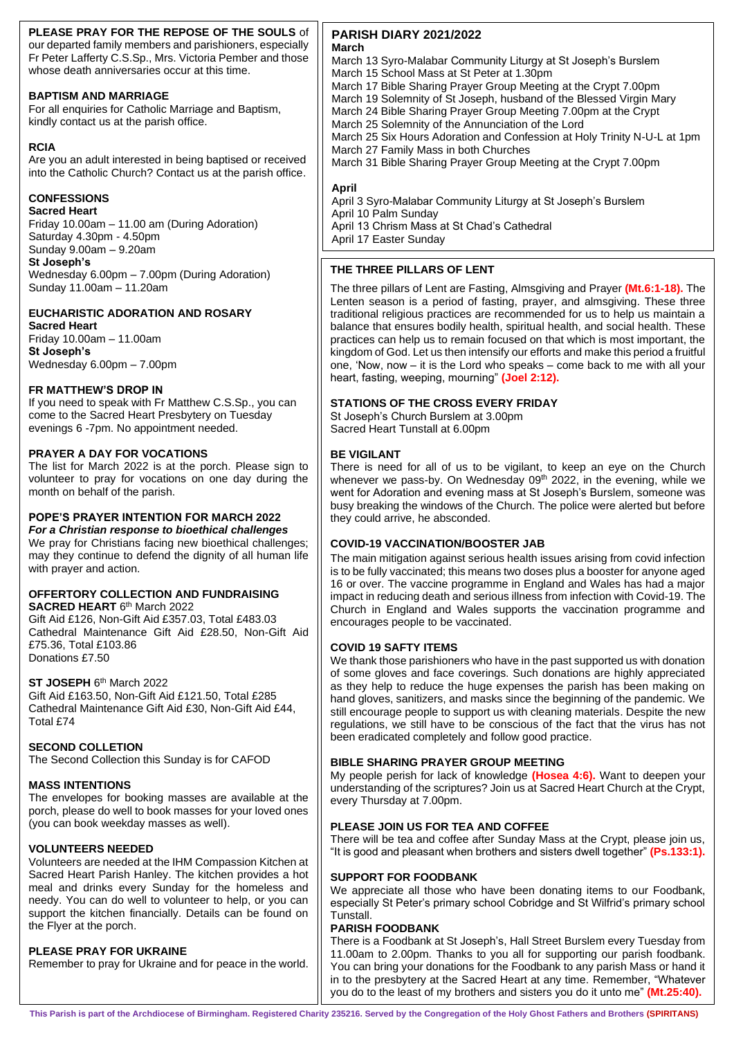## PLEASE PRAY FOR THE REPOSE OF THE SOULS

**PLEASE PRAY FOR THE REPOSE OF THE SOULS** of our departed family members and parishioners, especially Fr Peter Lafferty C.S.Sp., Mrs. Victoria Pember and those whose death anniversaries occur at this time.

## BAPTISM AND MARRIAGE

For all enquiries for Catholic Marriage and Baptism, kindly contact us at the parish office.

## RCIA

Are you an adult interested in being baptised or received into the Catholic Church? Contact us at the parish office.

## CONFESSIONS

**Sacred Heart**
Friday 10.00am – 11.00 am (During Adoration)
Saturday 4.30pm - 4.50pm
Sunday 9.00am – 9.20am
**St Joseph's**
Wednesday 6.00pm – 7.00pm (During Adoration)
Sunday 11.00am – 11.20am

## EUCHARISTIC ADORATION AND ROSARY

**Sacred Heart**
Friday 10.00am – 11.00am
**St Joseph's**
Wednesday 6.00pm – 7.00pm

## FR MATTHEW'S DROP IN

If you need to speak with Fr Matthew C.S.Sp., you can come to the Sacred Heart Presbytery on Tuesday evenings 6 -7pm. No appointment needed.

## PRAYER A DAY FOR VOCATIONS

The list for March 2022 is at the porch. Please sign to volunteer to pray for vocations on one day during the month on behalf of the parish.

## POPE'S PRAYER INTENTION FOR MARCH 2022

***For a Christian response to bioethical challenges***
We pray for Christians facing new bioethical challenges; may they continue to defend the dignity of all human life with prayer and action.

## OFFERTORY COLLECTION AND FUNDRAISING

**SACRED HEART** 6th March 2022
Gift Aid £126, Non-Gift Aid £357.03, Total £483.03
Cathedral Maintenance Gift Aid £28.50, Non-Gift Aid £75.36, Total £103.86
Donations £7.50

**ST JOSEPH** 6th March 2022
Gift Aid £163.50, Non-Gift Aid £121.50, Total £285
Cathedral Maintenance Gift Aid £30, Non-Gift Aid £44, Total £74

## SECOND COLLETION

The Second Collection this Sunday is for CAFOD

## MASS INTENTIONS

The envelopes for booking masses are available at the porch, please do well to book masses for your loved ones (you can book weekday masses as well).

## VOLUNTEERS NEEDED

Volunteers are needed at the IHM Compassion Kitchen at Sacred Heart Parish Hanley. The kitchen provides a hot meal and drinks every Sunday for the homeless and needy. You can do well to volunteer to help, or you can support the kitchen financially. Details can be found on the Flyer at the porch.

## PLEASE PRAY FOR UKRAINE

Remember to pray for Ukraine and for peace in the world.

## PARISH DIARY 2021/2022

**March**
March 13 Syro-Malabar Community Liturgy at St Joseph's Burslem
March 15 School Mass at St Peter at 1.30pm
March 17 Bible Sharing Prayer Group Meeting at the Crypt 7.00pm
March 19 Solemnity of St Joseph, husband of the Blessed Virgin Mary
March 24 Bible Sharing Prayer Group Meeting 7.00pm at the Crypt
March 25 Solemnity of the Annunciation of the Lord
March 25 Six Hours Adoration and Confession at Holy Trinity N-U-L at 1pm
March 27 Family Mass in both Churches
March 31 Bible Sharing Prayer Group Meeting at the Crypt 7.00pm

**April**
April 3 Syro-Malabar Community Liturgy at St Joseph's Burslem
April 10 Palm Sunday
April 13 Chrism Mass at St Chad's Cathedral
April 17 Easter Sunday

## THE THREE PILLARS OF LENT

The three pillars of Lent are Fasting, Almsgiving and Prayer **(Mt.6:1-18).** The Lenten season is a period of fasting, prayer, and almsgiving. These three traditional religious practices are recommended for us to help us maintain a balance that ensures bodily health, spiritual health, and social health. These practices can help us to remain focused on that which is most important, the kingdom of God. Let us then intensify our efforts and make this period a fruitful one, 'Now, now – it is the Lord who speaks – come back to me with all your heart, fasting, weeping, mourning" **(Joel 2:12).**

## STATIONS OF THE CROSS EVERY FRIDAY

St Joseph's Church Burslem at 3.00pm
Sacred Heart Tunstall at 6.00pm

## BE VIGILANT

There is need for all of us to be vigilant, to keep an eye on the Church whenever we pass-by. On Wednesday 09th 2022, in the evening, while we went for Adoration and evening mass at St Joseph's Burslem, someone was busy breaking the windows of the Church. The police were alerted but before they could arrive, he absconded.

## COVID-19 VACCINATION/BOOSTER JAB

The main mitigation against serious health issues arising from covid infection is to be fully vaccinated; this means two doses plus a booster for anyone aged 16 or over. The vaccine programme in England and Wales has had a major impact in reducing death and serious illness from infection with Covid-19. The Church in England and Wales supports the vaccination programme and encourages people to be vaccinated.

## COVID 19 SAFTY ITEMS

We thank those parishioners who have in the past supported us with donation of some gloves and face coverings. Such donations are highly appreciated as they help to reduce the huge expenses the parish has been making on hand gloves, sanitizers, and masks since the beginning of the pandemic. We still encourage people to support us with cleaning materials. Despite the new regulations, we still have to be conscious of the fact that the virus has not been eradicated completely and follow good practice.

## BIBLE SHARING PRAYER GROUP MEETING

My people perish for lack of knowledge **(Hosea 4:6).** Want to deepen your understanding of the scriptures? Join us at Sacred Heart Church at the Crypt, every Thursday at 7.00pm.

## PLEASE JOIN US FOR TEA AND COFFEE

There will be tea and coffee after Sunday Mass at the Crypt, please join us, "It is good and pleasant when brothers and sisters dwell together" **(Ps.133:1).**

## SUPPORT FOR FOODBANK

We appreciate all those who have been donating items to our Foodbank, especially St Peter's primary school Cobridge and St Wilfrid's primary school Tunstall.

## PARISH FOODBANK

There is a Foodbank at St Joseph's, Hall Street Burslem every Tuesday from 11.00am to 2.00pm. Thanks to you all for supporting our parish foodbank. You can bring your donations for the Foodbank to any parish Mass or hand it in to the presbytery at the Sacred Heart at any time. Remember, "Whatever you do to the least of my brothers and sisters you do it unto me" **(Mt.25:40).**

**This Parish is part of the Archdiocese of Birmingham. Registered Charity 235216. Served by the Congregation of the Holy Ghost Fathers and Brothers (SPIRITANS)**